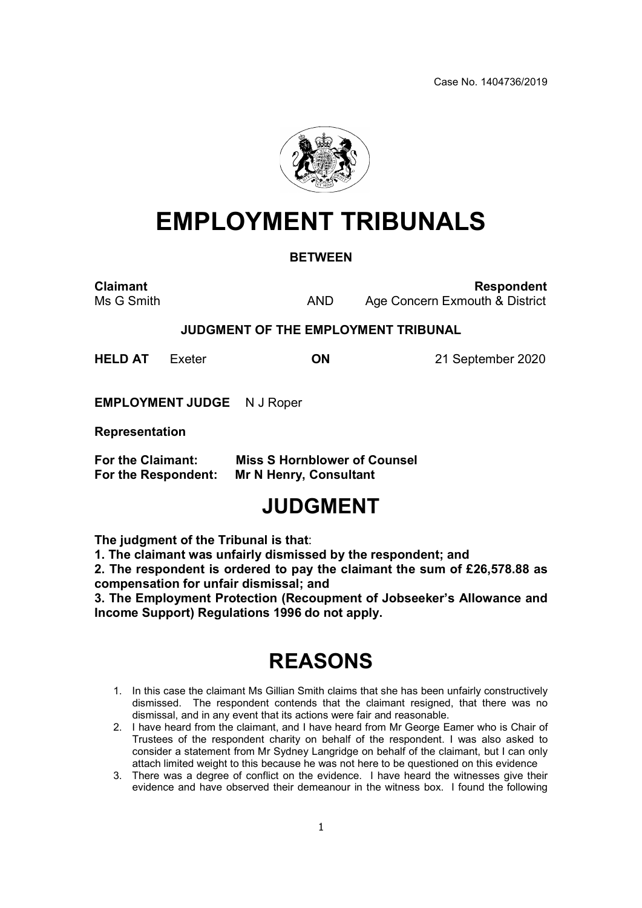Case No. 1404736/2019

# EMPLOYMENT TRIBUNALS

**BETWEEN**

| **Claimant** | | **Respondent** |
|---|---|---|
| Ms G Smith | AND | Age Concern Exmouth & District |

**JUDGMENT OF THE EMPLOYMENT TRIBUNAL**

**HELD AT** Exeter **ON** 21 September 2020

**EMPLOYMENT JUDGE** N J Roper

**Representation**

**For the Claimant: Miss S Hornblower of Counsel**
**For the Respondent: Mr N Henry, Consultant**

# JUDGMENT

**The judgment of the Tribunal is that**:

**1. The claimant was unfairly dismissed by the respondent; and**

**2. The respondent is ordered to pay the claimant the sum of £26,578.88 as compensation for unfair dismissal; and**

**3. The Employment Protection (Recoupment of Jobseeker's Allowance and Income Support) Regulations 1996 do not apply.**

# REASONS

1. In this case the claimant Ms Gillian Smith claims that she has been unfairly constructively dismissed. The respondent contends that the claimant resigned, that there was no dismissal, and in any event that its actions were fair and reasonable.
2. I have heard from the claimant, and I have heard from Mr George Eamer who is Chair of Trustees of the respondent charity on behalf of the respondent. I was also asked to consider a statement from Mr Sydney Langridge on behalf of the claimant, but I can only attach limited weight to this because he was not here to be questioned on this evidence
3. There was a degree of conflict on the evidence. I have heard the witnesses give their evidence and have observed their demeanour in the witness box. I found the following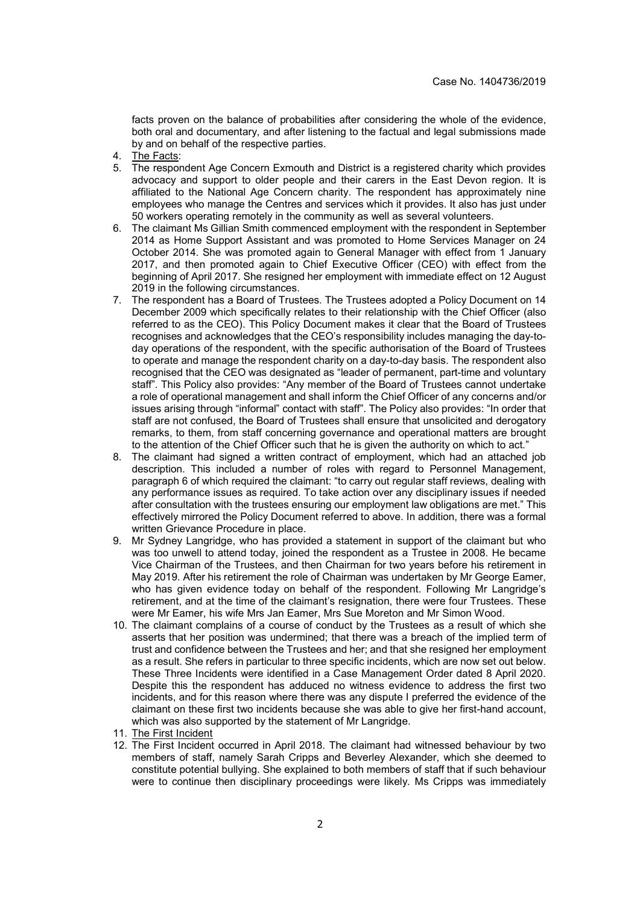facts proven on the balance of probabilities after considering the whole of the evidence, both oral and documentary, and after listening to the factual and legal submissions made by and on behalf of the respective parties.

4. The Facts:

5. The respondent Age Concern Exmouth and District is a registered charity which provides advocacy and support to older people and their carers in the East Devon region. It is affiliated to the National Age Concern charity. The respondent has approximately nine employees who manage the Centres and services which it provides. It also has just under 50 workers operating remotely in the community as well as several volunteers.

6. The claimant Ms Gillian Smith commenced employment with the respondent in September 2014 as Home Support Assistant and was promoted to Home Services Manager on 24 October 2014. She was promoted again to General Manager with effect from 1 January 2017, and then promoted again to Chief Executive Officer (CEO) with effect from the beginning of April 2017. She resigned her employment with immediate effect on 12 August 2019 in the following circumstances.

7. The respondent has a Board of Trustees. The Trustees adopted a Policy Document on 14 December 2009 which specifically relates to their relationship with the Chief Officer (also referred to as the CEO). This Policy Document makes it clear that the Board of Trustees recognises and acknowledges that the CEO's responsibility includes managing the day-to-day operations of the respondent, with the specific authorisation of the Board of Trustees to operate and manage the respondent charity on a day-to-day basis. The respondent also recognised that the CEO was designated as "leader of permanent, part-time and voluntary staff". This Policy also provides: "Any member of the Board of Trustees cannot undertake a role of operational management and shall inform the Chief Officer of any concerns and/or issues arising through "informal" contact with staff". The Policy also provides: "In order that staff are not confused, the Board of Trustees shall ensure that unsolicited and derogatory remarks, to them, from staff concerning governance and operational matters are brought to the attention of the Chief Officer such that he is given the authority on which to act."

8. The claimant had signed a written contract of employment, which had an attached job description. This included a number of roles with regard to Personnel Management, paragraph 6 of which required the claimant: "to carry out regular staff reviews, dealing with any performance issues as required. To take action over any disciplinary issues if needed after consultation with the trustees ensuring our employment law obligations are met." This effectively mirrored the Policy Document referred to above. In addition, there was a formal written Grievance Procedure in place.

9. Mr Sydney Langridge, who has provided a statement in support of the claimant but who was too unwell to attend today, joined the respondent as a Trustee in 2008. He became Vice Chairman of the Trustees, and then Chairman for two years before his retirement in May 2019. After his retirement the role of Chairman was undertaken by Mr George Eamer, who has given evidence today on behalf of the respondent. Following Mr Langridge's retirement, and at the time of the claimant's resignation, there were four Trustees. These were Mr Eamer, his wife Mrs Jan Eamer, Mrs Sue Moreton and Mr Simon Wood.

10. The claimant complains of a course of conduct by the Trustees as a result of which she asserts that her position was undermined; that there was a breach of the implied term of trust and confidence between the Trustees and her; and that she resigned her employment as a result. She refers in particular to three specific incidents, which are now set out below. These Three Incidents were identified in a Case Management Order dated 8 April 2020. Despite this the respondent has adduced no witness evidence to address the first two incidents, and for this reason where there was any dispute I preferred the evidence of the claimant on these first two incidents because she was able to give her first-hand account, which was also supported by the statement of Mr Langridge.

11. The First Incident

12. The First Incident occurred in April 2018. The claimant had witnessed behaviour by two members of staff, namely Sarah Cripps and Beverley Alexander, which she deemed to constitute potential bullying. She explained to both members of staff that if such behaviour were to continue then disciplinary proceedings were likely. Ms Cripps was immediately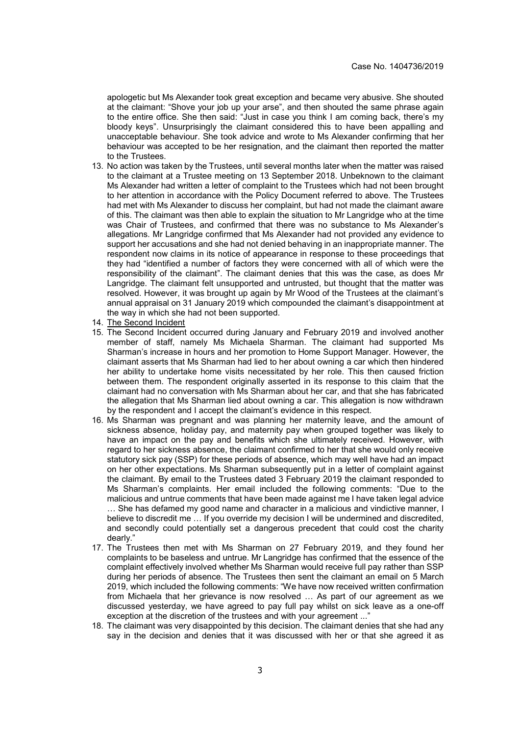apologetic but Ms Alexander took great exception and became very abusive. She shouted at the claimant: "Shove your job up your arse", and then shouted the same phrase again to the entire office. She then said: "Just in case you think I am coming back, there's my bloody keys". Unsurprisingly the claimant considered this to have been appalling and unacceptable behaviour. She took advice and wrote to Ms Alexander confirming that her behaviour was accepted to be her resignation, and the claimant then reported the matter to the Trustees.

13. No action was taken by the Trustees, until several months later when the matter was raised to the claimant at a Trustee meeting on 13 September 2018. Unbeknown to the claimant Ms Alexander had written a letter of complaint to the Trustees which had not been brought to her attention in accordance with the Policy Document referred to above. The Trustees had met with Ms Alexander to discuss her complaint, but had not made the claimant aware of this. The claimant was then able to explain the situation to Mr Langridge who at the time was Chair of Trustees, and confirmed that there was no substance to Ms Alexander's allegations. Mr Langridge confirmed that Ms Alexander had not provided any evidence to support her accusations and she had not denied behaving in an inappropriate manner. The respondent now claims in its notice of appearance in response to these proceedings that they had "identified a number of factors they were concerned with all of which were the responsibility of the claimant". The claimant denies that this was the case, as does Mr Langridge. The claimant felt unsupported and untrusted, but thought that the matter was resolved. However, it was brought up again by Mr Wood of the Trustees at the claimant's annual appraisal on 31 January 2019 which compounded the claimant's disappointment at the way in which she had not been supported.
14. <u>The Second Incident</u>
15. The Second Incident occurred during January and February 2019 and involved another member of staff, namely Ms Michaela Sharman. The claimant had supported Ms Sharman's increase in hours and her promotion to Home Support Manager. However, the claimant asserts that Ms Sharman had lied to her about owning a car which then hindered her ability to undertake home visits necessitated by her role. This then caused friction between them. The respondent originally asserted in its response to this claim that the claimant had no conversation with Ms Sharman about her car, and that she has fabricated the allegation that Ms Sharman lied about owning a car. This allegation is now withdrawn by the respondent and I accept the claimant's evidence in this respect.
16. Ms Sharman was pregnant and was planning her maternity leave, and the amount of sickness absence, holiday pay, and maternity pay when grouped together was likely to have an impact on the pay and benefits which she ultimately received. However, with regard to her sickness absence, the claimant confirmed to her that she would only receive statutory sick pay (SSP) for these periods of absence, which may well have had an impact on her other expectations. Ms Sharman subsequently put in a letter of complaint against the claimant. By email to the Trustees dated 3 February 2019 the claimant responded to Ms Sharman's complaints. Her email included the following comments: "Due to the malicious and untrue comments that have been made against me I have taken legal advice … She has defamed my good name and character in a malicious and vindictive manner, I believe to discredit me … If you override my decision I will be undermined and discredited, and secondly could potentially set a dangerous precedent that could cost the charity dearly."
17. The Trustees then met with Ms Sharman on 27 February 2019, and they found her complaints to be baseless and untrue. Mr Langridge has confirmed that the essence of the complaint effectively involved whether Ms Sharman would receive full pay rather than SSP during her periods of absence. The Trustees then sent the claimant an email on 5 March 2019, which included the following comments: "We have now received written confirmation from Michaela that her grievance is now resolved … As part of our agreement as we discussed yesterday, we have agreed to pay full pay whilst on sick leave as a one-off exception at the discretion of the trustees and with your agreement ..."
18. The claimant was very disappointed by this decision. The claimant denies that she had any say in the decision and denies that it was discussed with her or that she agreed it as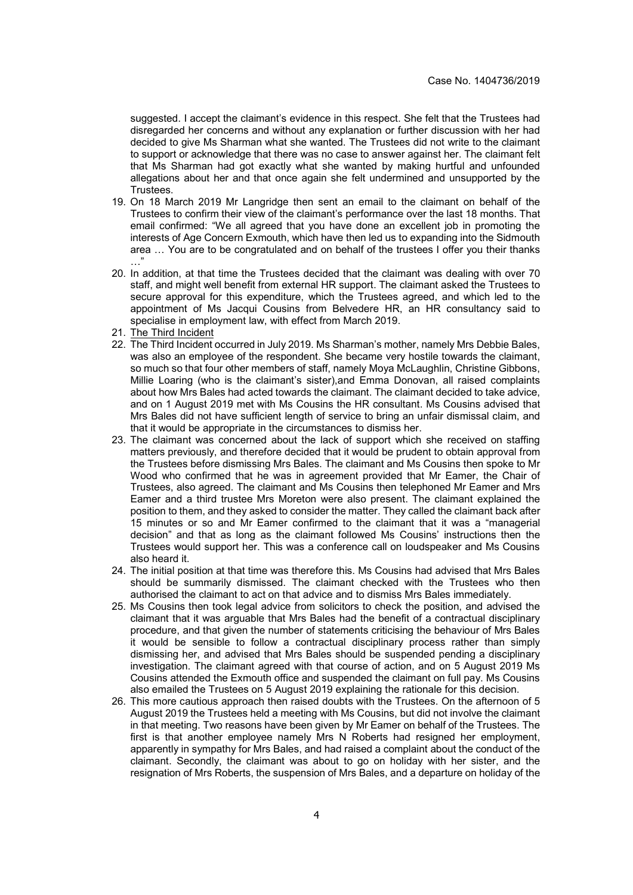suggested. I accept the claimant's evidence in this respect. She felt that the Trustees had disregarded her concerns and without any explanation or further discussion with her had decided to give Ms Sharman what she wanted. The Trustees did not write to the claimant to support or acknowledge that there was no case to answer against her. The claimant felt that Ms Sharman had got exactly what she wanted by making hurtful and unfounded allegations about her and that once again she felt undermined and unsupported by the Trustees.

19. On 18 March 2019 Mr Langridge then sent an email to the claimant on behalf of the Trustees to confirm their view of the claimant's performance over the last 18 months. That email confirmed: "We all agreed that you have done an excellent job in promoting the interests of Age Concern Exmouth, which have then led us to expanding into the Sidmouth area … You are to be congratulated and on behalf of the trustees I offer you their thanks …"
20. In addition, at that time the Trustees decided that the claimant was dealing with over 70 staff, and might well benefit from external HR support. The claimant asked the Trustees to secure approval for this expenditure, which the Trustees agreed, and which led to the appointment of Ms Jacqui Cousins from Belvedere HR, an HR consultancy said to specialise in employment law, with effect from March 2019.
21. <u>The Third Incident</u>
22. The Third Incident occurred in July 2019. Ms Sharman's mother, namely Mrs Debbie Bales, was also an employee of the respondent. She became very hostile towards the claimant, so much so that four other members of staff, namely Moya McLaughlin, Christine Gibbons, Millie Loaring (who is the claimant's sister),and Emma Donovan, all raised complaints about how Mrs Bales had acted towards the claimant. The claimant decided to take advice, and on 1 August 2019 met with Ms Cousins the HR consultant. Ms Cousins advised that Mrs Bales did not have sufficient length of service to bring an unfair dismissal claim, and that it would be appropriate in the circumstances to dismiss her.
23. The claimant was concerned about the lack of support which she received on staffing matters previously, and therefore decided that it would be prudent to obtain approval from the Trustees before dismissing Mrs Bales. The claimant and Ms Cousins then spoke to Mr Wood who confirmed that he was in agreement provided that Mr Eamer, the Chair of Trustees, also agreed. The claimant and Ms Cousins then telephoned Mr Eamer and Mrs Eamer and a third trustee Mrs Moreton were also present. The claimant explained the position to them, and they asked to consider the matter. They called the claimant back after 15 minutes or so and Mr Eamer confirmed to the claimant that it was a "managerial decision" and that as long as the claimant followed Ms Cousins' instructions then the Trustees would support her. This was a conference call on loudspeaker and Ms Cousins also heard it.
24. The initial position at that time was therefore this. Ms Cousins had advised that Mrs Bales should be summarily dismissed. The claimant checked with the Trustees who then authorised the claimant to act on that advice and to dismiss Mrs Bales immediately.
25. Ms Cousins then took legal advice from solicitors to check the position, and advised the claimant that it was arguable that Mrs Bales had the benefit of a contractual disciplinary procedure, and that given the number of statements criticising the behaviour of Mrs Bales it would be sensible to follow a contractual disciplinary process rather than simply dismissing her, and advised that Mrs Bales should be suspended pending a disciplinary investigation. The claimant agreed with that course of action, and on 5 August 2019 Ms Cousins attended the Exmouth office and suspended the claimant on full pay. Ms Cousins also emailed the Trustees on 5 August 2019 explaining the rationale for this decision.
26. This more cautious approach then raised doubts with the Trustees. On the afternoon of 5 August 2019 the Trustees held a meeting with Ms Cousins, but did not involve the claimant in that meeting. Two reasons have been given by Mr Eamer on behalf of the Trustees. The first is that another employee namely Mrs N Roberts had resigned her employment, apparently in sympathy for Mrs Bales, and had raised a complaint about the conduct of the claimant. Secondly, the claimant was about to go on holiday with her sister, and the resignation of Mrs Roberts, the suspension of Mrs Bales, and a departure on holiday of the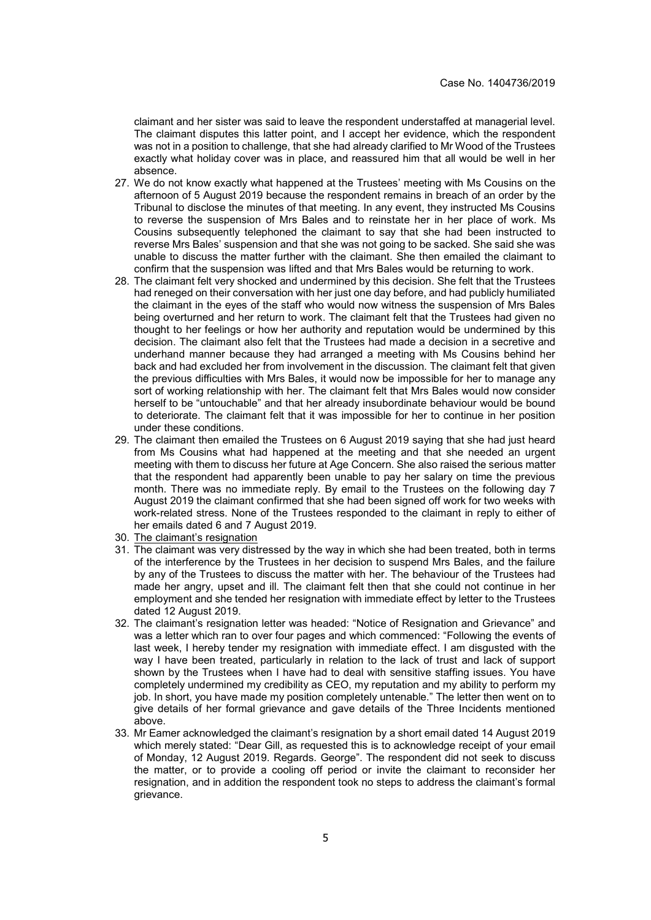claimant and her sister was said to leave the respondent understaffed at managerial level. The claimant disputes this latter point, and I accept her evidence, which the respondent was not in a position to challenge, that she had already clarified to Mr Wood of the Trustees exactly what holiday cover was in place, and reassured him that all would be well in her absence.

27. We do not know exactly what happened at the Trustees' meeting with Ms Cousins on the afternoon of 5 August 2019 because the respondent remains in breach of an order by the Tribunal to disclose the minutes of that meeting. In any event, they instructed Ms Cousins to reverse the suspension of Mrs Bales and to reinstate her in her place of work. Ms Cousins subsequently telephoned the claimant to say that she had been instructed to reverse Mrs Bales' suspension and that she was not going to be sacked. She said she was unable to discuss the matter further with the claimant. She then emailed the claimant to confirm that the suspension was lifted and that Mrs Bales would be returning to work.
28. The claimant felt very shocked and undermined by this decision. She felt that the Trustees had reneged on their conversation with her just one day before, and had publicly humiliated the claimant in the eyes of the staff who would now witness the suspension of Mrs Bales being overturned and her return to work. The claimant felt that the Trustees had given no thought to her feelings or how her authority and reputation would be undermined by this decision. The claimant also felt that the Trustees had made a decision in a secretive and underhand manner because they had arranged a meeting with Ms Cousins behind her back and had excluded her from involvement in the discussion. The claimant felt that given the previous difficulties with Mrs Bales, it would now be impossible for her to manage any sort of working relationship with her. The claimant felt that Mrs Bales would now consider herself to be "untouchable" and that her already insubordinate behaviour would be bound to deteriorate. The claimant felt that it was impossible for her to continue in her position under these conditions.
29. The claimant then emailed the Trustees on 6 August 2019 saying that she had just heard from Ms Cousins what had happened at the meeting and that she needed an urgent meeting with them to discuss her future at Age Concern. She also raised the serious matter that the respondent had apparently been unable to pay her salary on time the previous month. There was no immediate reply. By email to the Trustees on the following day 7 August 2019 the claimant confirmed that she had been signed off work for two weeks with work-related stress. None of the Trustees responded to the claimant in reply to either of her emails dated 6 and 7 August 2019.
30. <u>The claimant's resignation</u>
31. The claimant was very distressed by the way in which she had been treated, both in terms of the interference by the Trustees in her decision to suspend Mrs Bales, and the failure by any of the Trustees to discuss the matter with her. The behaviour of the Trustees had made her angry, upset and ill. The claimant felt then that she could not continue in her employment and she tended her resignation with immediate effect by letter to the Trustees dated 12 August 2019.
32. The claimant's resignation letter was headed: "Notice of Resignation and Grievance" and was a letter which ran to over four pages and which commenced: "Following the events of last week, I hereby tender my resignation with immediate effect. I am disgusted with the way I have been treated, particularly in relation to the lack of trust and lack of support shown by the Trustees when I have had to deal with sensitive staffing issues. You have completely undermined my credibility as CEO, my reputation and my ability to perform my job. In short, you have made my position completely untenable." The letter then went on to give details of her formal grievance and gave details of the Three Incidents mentioned above.
33. Mr Eamer acknowledged the claimant's resignation by a short email dated 14 August 2019 which merely stated: "Dear Gill, as requested this is to acknowledge receipt of your email of Monday, 12 August 2019. Regards. George". The respondent did not seek to discuss the matter, or to provide a cooling off period or invite the claimant to reconsider her resignation, and in addition the respondent took no steps to address the claimant's formal grievance.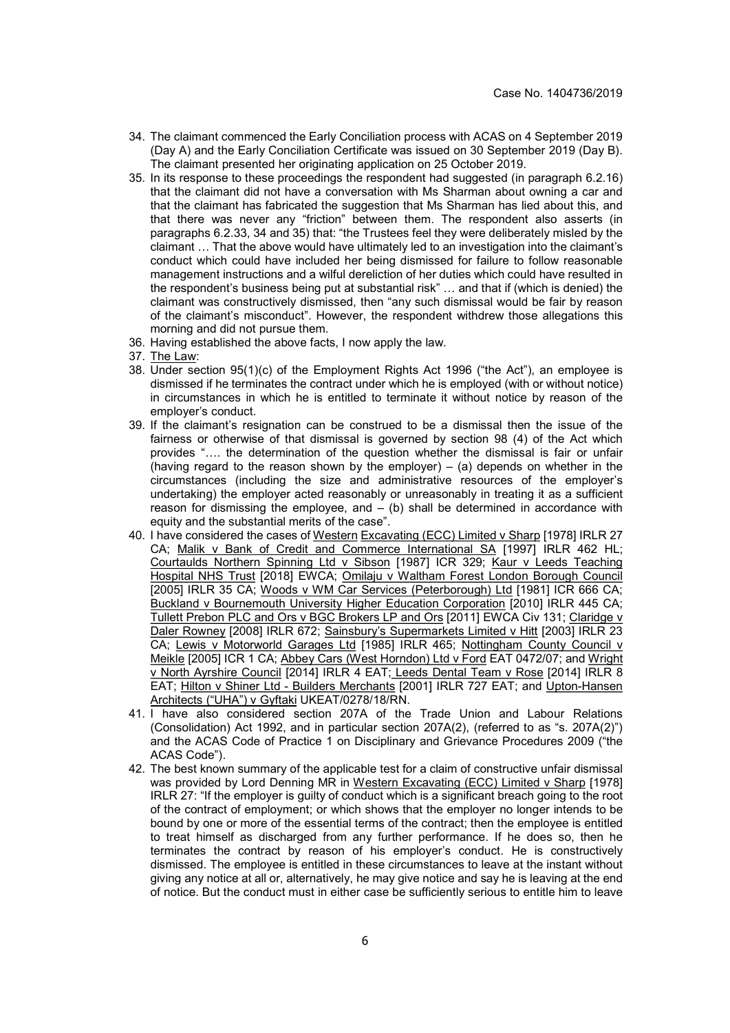34. The claimant commenced the Early Conciliation process with ACAS on 4 September 2019 (Day A) and the Early Conciliation Certificate was issued on 30 September 2019 (Day B). The claimant presented her originating application on 25 October 2019.
35. In its response to these proceedings the respondent had suggested (in paragraph 6.2.16) that the claimant did not have a conversation with Ms Sharman about owning a car and that the claimant has fabricated the suggestion that Ms Sharman has lied about this, and that there was never any "friction" between them. The respondent also asserts (in paragraphs 6.2.33, 34 and 35) that: "the Trustees feel they were deliberately misled by the claimant … That the above would have ultimately led to an investigation into the claimant's conduct which could have included her being dismissed for failure to follow reasonable management instructions and a wilful dereliction of her duties which could have resulted in the respondent's business being put at substantial risk" … and that if (which is denied) the claimant was constructively dismissed, then "any such dismissal would be fair by reason of the claimant's misconduct". However, the respondent withdrew those allegations this morning and did not pursue them.
36. Having established the above facts, I now apply the law.
37. <u>The Law</u>:
38. Under section 95(1)(c) of the Employment Rights Act 1996 ("the Act"), an employee is dismissed if he terminates the contract under which he is employed (with or without notice) in circumstances in which he is entitled to terminate it without notice by reason of the employer's conduct.
39. If the claimant's resignation can be construed to be a dismissal then the issue of the fairness or otherwise of that dismissal is governed by section 98 (4) of the Act which provides "…. the determination of the question whether the dismissal is fair or unfair (having regard to the reason shown by the employer) – (a) depends on whether in the circumstances (including the size and administrative resources of the employer's undertaking) the employer acted reasonably or unreasonably in treating it as a sufficient reason for dismissing the employee, and – (b) shall be determined in accordance with equity and the substantial merits of the case".
40. I have considered the cases of <u>Western Excavating (ECC) Limited v Sharp</u> [1978] IRLR 27 CA; <u>Malik v Bank of Credit and Commerce International SA</u> [1997] IRLR 462 HL; <u>Courtaulds Northern Spinning Ltd v Sibson</u> [1987] ICR 329; <u>Kaur v Leeds Teaching Hospital NHS Trust</u> [2018] EWCA; <u>Omilaju v Waltham Forest London Borough Council</u> [2005] IRLR 35 CA; <u>Woods v WM Car Services (Peterborough) Ltd</u> [1981] ICR 666 CA; <u>Buckland v Bournemouth University Higher Education Corporation</u> [2010] IRLR 445 CA; <u>Tullett Prebon PLC and Ors v BGC Brokers LP and Ors</u> [2011] EWCA Civ 131; <u>Claridge v Daler Rowney</u> [2008] IRLR 672; <u>Sainsbury's Supermarkets Limited v Hitt</u> [2003] IRLR 23 CA; <u>Lewis v Motorworld Garages Ltd</u> [1985] IRLR 465; <u>Nottingham County Council v Meikle</u> [2005] ICR 1 CA; <u>Abbey Cars (West Horndon) Ltd v Ford</u> EAT 0472/07; and <u>Wright v North Ayrshire Council</u> [2014] IRLR 4 EAT; <u>Leeds Dental Team v Rose</u> [2014] IRLR 8 EAT; <u>Hilton v Shiner Ltd - Builders Merchants</u> [2001] IRLR 727 EAT; and <u>Upton-Hansen Architects ("UHA") v Gyftaki</u> UKEAT/0278/18/RN.
41. I have also considered section 207A of the Trade Union and Labour Relations (Consolidation) Act 1992, and in particular section 207A(2), (referred to as "s. 207A(2)") and the ACAS Code of Practice 1 on Disciplinary and Grievance Procedures 2009 ("the ACAS Code").
42. The best known summary of the applicable test for a claim of constructive unfair dismissal was provided by Lord Denning MR in <u>Western Excavating (ECC) Limited v Sharp</u> [1978] IRLR 27: "If the employer is guilty of conduct which is a significant breach going to the root of the contract of employment; or which shows that the employer no longer intends to be bound by one or more of the essential terms of the contract; then the employee is entitled to treat himself as discharged from any further performance. If he does so, then he terminates the contract by reason of his employer's conduct. He is constructively dismissed. The employee is entitled in these circumstances to leave at the instant without giving any notice at all or, alternatively, he may give notice and say he is leaving at the end of notice. But the conduct must in either case be sufficiently serious to entitle him to leave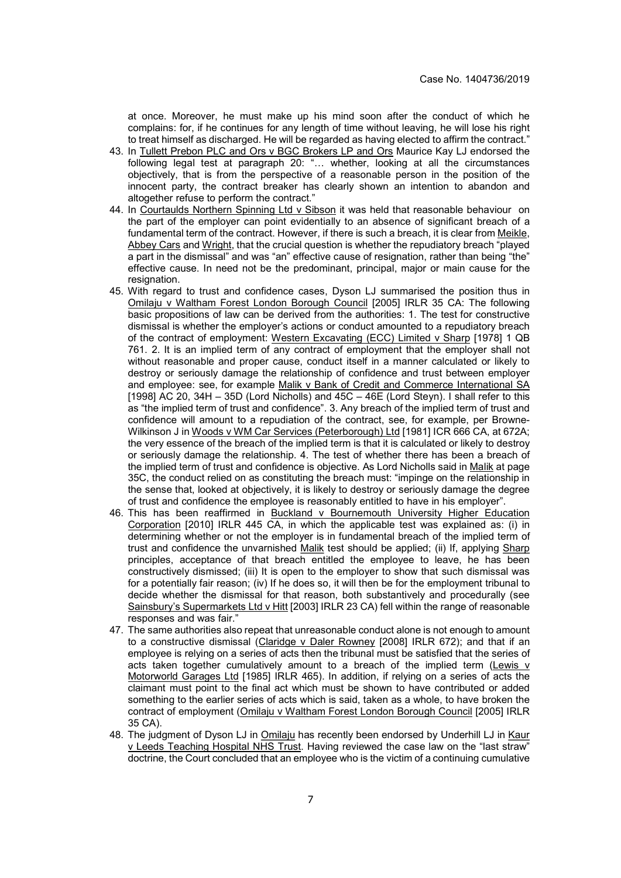at once. Moreover, he must make up his mind soon after the conduct of which he complains: for, if he continues for any length of time without leaving, he will lose his right to treat himself as discharged. He will be regarded as having elected to affirm the contract."

43. In Tullett Prebon PLC and Ors v BGC Brokers LP and Ors Maurice Kay LJ endorsed the following legal test at paragraph 20: "… whether, looking at all the circumstances objectively, that is from the perspective of a reasonable person in the position of the innocent party, the contract breaker has clearly shown an intention to abandon and altogether refuse to perform the contract."
44. In Courtaulds Northern Spinning Ltd v Sibson it was held that reasonable behaviour on the part of the employer can point evidentially to an absence of significant breach of a fundamental term of the contract. However, if there is such a breach, it is clear from Meikle, Abbey Cars and Wright, that the crucial question is whether the repudiatory breach "played a part in the dismissal" and was "an" effective cause of resignation, rather than being "the" effective cause. In need not be the predominant, principal, major or main cause for the resignation.
45. With regard to trust and confidence cases, Dyson LJ summarised the position thus in Omilaju v Waltham Forest London Borough Council [2005] IRLR 35 CA: The following basic propositions of law can be derived from the authorities: 1. The test for constructive dismissal is whether the employer's actions or conduct amounted to a repudiatory breach of the contract of employment: Western Excavating (ECC) Limited v Sharp [1978] 1 QB 761. 2. It is an implied term of any contract of employment that the employer shall not without reasonable and proper cause, conduct itself in a manner calculated or likely to destroy or seriously damage the relationship of confidence and trust between employer and employee: see, for example Malik v Bank of Credit and Commerce International SA [1998] AC 20, 34H – 35D (Lord Nicholls) and 45C – 46E (Lord Steyn). I shall refer to this as "the implied term of trust and confidence". 3. Any breach of the implied term of trust and confidence will amount to a repudiation of the contract, see, for example, per Browne-Wilkinson J in Woods v WM Car Services (Peterborough) Ltd [1981] ICR 666 CA, at 672A; the very essence of the breach of the implied term is that it is calculated or likely to destroy or seriously damage the relationship. 4. The test of whether there has been a breach of the implied term of trust and confidence is objective. As Lord Nicholls said in Malik at page 35C, the conduct relied on as constituting the breach must: "impinge on the relationship in the sense that, looked at objectively, it is likely to destroy or seriously damage the degree of trust and confidence the employee is reasonably entitled to have in his employer".
46. This has been reaffirmed in Buckland v Bournemouth University Higher Education Corporation [2010] IRLR 445 CA, in which the applicable test was explained as: (i) in determining whether or not the employer is in fundamental breach of the implied term of trust and confidence the unvarnished Malik test should be applied; (ii) If, applying Sharp principles, acceptance of that breach entitled the employee to leave, he has been constructively dismissed; (iii) It is open to the employer to show that such dismissal was for a potentially fair reason; (iv) If he does so, it will then be for the employment tribunal to decide whether the dismissal for that reason, both substantively and procedurally (see Sainsbury's Supermarkets Ltd v Hitt [2003] IRLR 23 CA) fell within the range of reasonable responses and was fair."
47. The same authorities also repeat that unreasonable conduct alone is not enough to amount to a constructive dismissal (Claridge v Daler Rowney [2008] IRLR 672); and that if an employee is relying on a series of acts then the tribunal must be satisfied that the series of acts taken together cumulatively amount to a breach of the implied term (Lewis v Motorworld Garages Ltd [1985] IRLR 465). In addition, if relying on a series of acts the claimant must point to the final act which must be shown to have contributed or added something to the earlier series of acts which is said, taken as a whole, to have broken the contract of employment (Omilaju v Waltham Forest London Borough Council [2005] IRLR 35 CA).
48. The judgment of Dyson LJ in Omilaju has recently been endorsed by Underhill LJ in Kaur v Leeds Teaching Hospital NHS Trust. Having reviewed the case law on the "last straw" doctrine, the Court concluded that an employee who is the victim of a continuing cumulative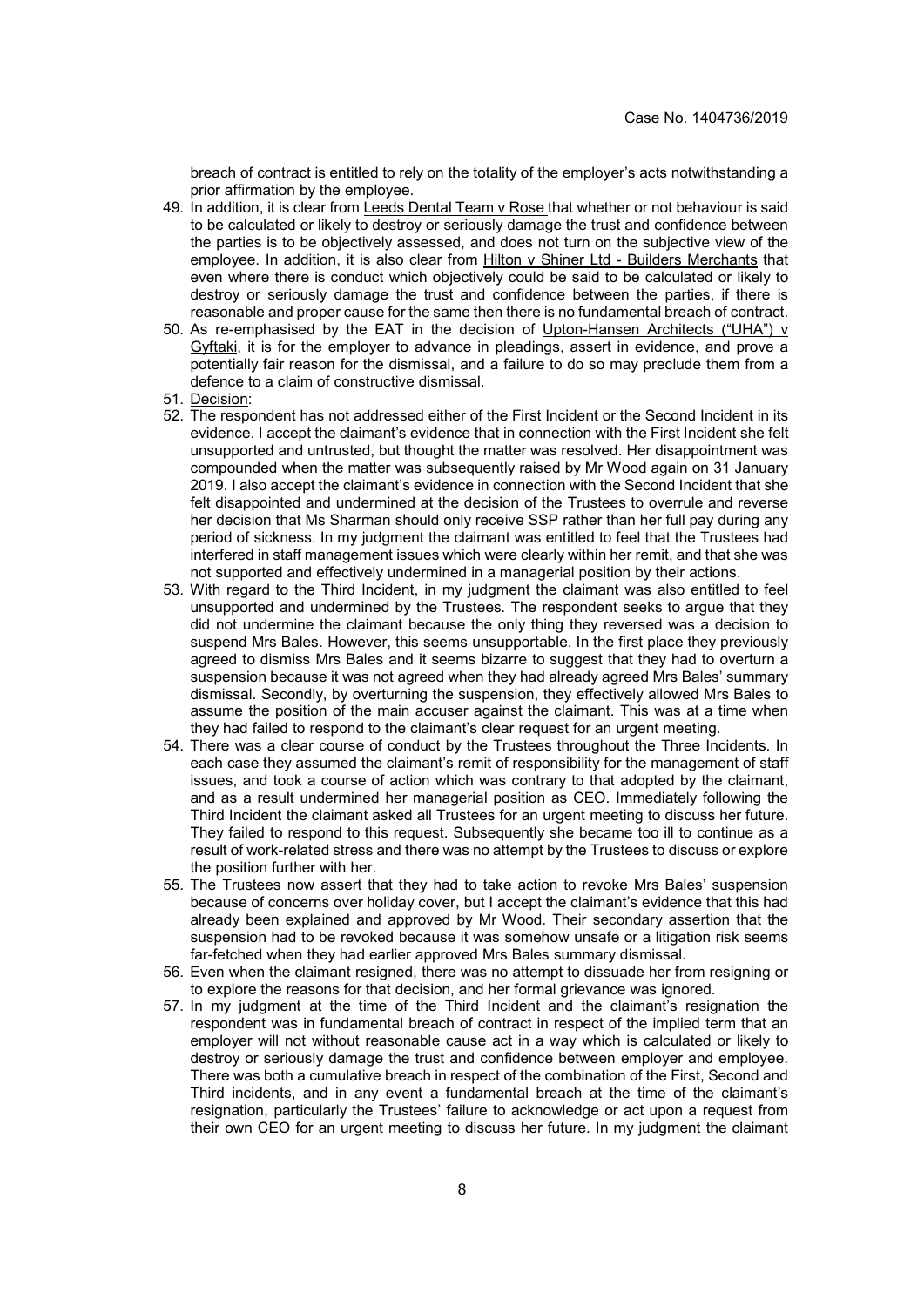breach of contract is entitled to rely on the totality of the employer's acts notwithstanding a prior affirmation by the employee.

49. In addition, it is clear from Leeds Dental Team v Rose that whether or not behaviour is said to be calculated or likely to destroy or seriously damage the trust and confidence between the parties is to be objectively assessed, and does not turn on the subjective view of the employee. In addition, it is also clear from Hilton v Shiner Ltd - Builders Merchants that even where there is conduct which objectively could be said to be calculated or likely to destroy or seriously damage the trust and confidence between the parties, if there is reasonable and proper cause for the same then there is no fundamental breach of contract.
50. As re-emphasised by the EAT in the decision of Upton-Hansen Architects ("UHA") v Gyftaki, it is for the employer to advance in pleadings, assert in evidence, and prove a potentially fair reason for the dismissal, and a failure to do so may preclude them from a defence to a claim of constructive dismissal.
51. Decision:
52. The respondent has not addressed either of the First Incident or the Second Incident in its evidence. I accept the claimant's evidence that in connection with the First Incident she felt unsupported and untrusted, but thought the matter was resolved. Her disappointment was compounded when the matter was subsequently raised by Mr Wood again on 31 January 2019. I also accept the claimant's evidence in connection with the Second Incident that she felt disappointed and undermined at the decision of the Trustees to overrule and reverse her decision that Ms Sharman should only receive SSP rather than her full pay during any period of sickness. In my judgment the claimant was entitled to feel that the Trustees had interfered in staff management issues which were clearly within her remit, and that she was not supported and effectively undermined in a managerial position by their actions.
53. With regard to the Third Incident, in my judgment the claimant was also entitled to feel unsupported and undermined by the Trustees. The respondent seeks to argue that they did not undermine the claimant because the only thing they reversed was a decision to suspend Mrs Bales. However, this seems unsupportable. In the first place they previously agreed to dismiss Mrs Bales and it seems bizarre to suggest that they had to overturn a suspension because it was not agreed when they had already agreed Mrs Bales' summary dismissal. Secondly, by overturning the suspension, they effectively allowed Mrs Bales to assume the position of the main accuser against the claimant. This was at a time when they had failed to respond to the claimant's clear request for an urgent meeting.
54. There was a clear course of conduct by the Trustees throughout the Three Incidents. In each case they assumed the claimant's remit of responsibility for the management of staff issues, and took a course of action which was contrary to that adopted by the claimant, and as a result undermined her managerial position as CEO. Immediately following the Third Incident the claimant asked all Trustees for an urgent meeting to discuss her future. They failed to respond to this request. Subsequently she became too ill to continue as a result of work-related stress and there was no attempt by the Trustees to discuss or explore the position further with her.
55. The Trustees now assert that they had to take action to revoke Mrs Bales' suspension because of concerns over holiday cover, but I accept the claimant's evidence that this had already been explained and approved by Mr Wood. Their secondary assertion that the suspension had to be revoked because it was somehow unsafe or a litigation risk seems far-fetched when they had earlier approved Mrs Bales summary dismissal.
56. Even when the claimant resigned, there was no attempt to dissuade her from resigning or to explore the reasons for that decision, and her formal grievance was ignored.
57. In my judgment at the time of the Third Incident and the claimant's resignation the respondent was in fundamental breach of contract in respect of the implied term that an employer will not without reasonable cause act in a way which is calculated or likely to destroy or seriously damage the trust and confidence between employer and employee. There was both a cumulative breach in respect of the combination of the First, Second and Third incidents, and in any event a fundamental breach at the time of the claimant's resignation, particularly the Trustees' failure to acknowledge or act upon a request from their own CEO for an urgent meeting to discuss her future. In my judgment the claimant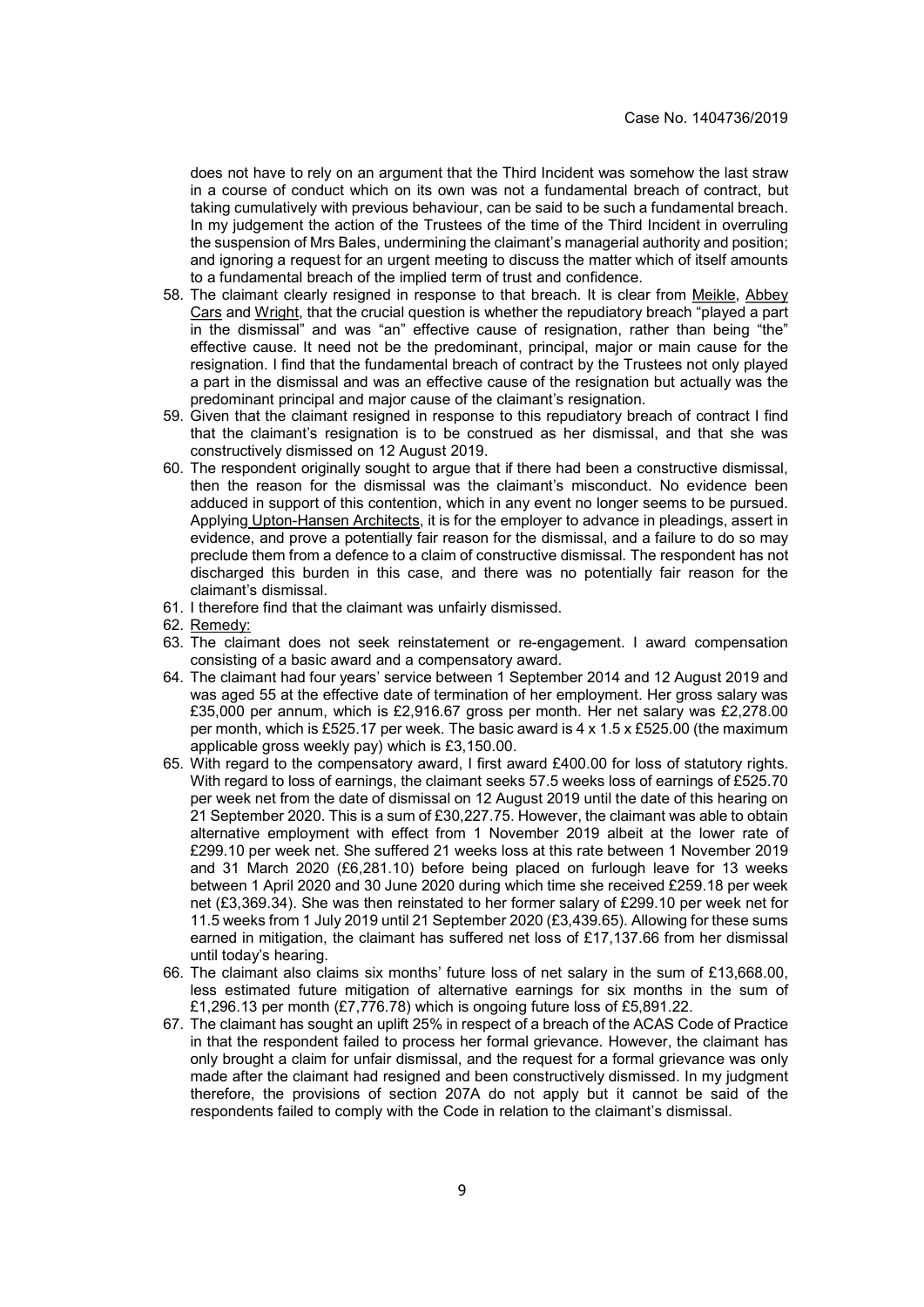does not have to rely on an argument that the Third Incident was somehow the last straw in a course of conduct which on its own was not a fundamental breach of contract, but taking cumulatively with previous behaviour, can be said to be such a fundamental breach. In my judgement the action of the Trustees of the time of the Third Incident in overruling the suspension of Mrs Bales, undermining the claimant's managerial authority and position; and ignoring a request for an urgent meeting to discuss the matter which of itself amounts to a fundamental breach of the implied term of trust and confidence.

58. The claimant clearly resigned in response to that breach. It is clear from Meikle, Abbey Cars and Wright, that the crucial question is whether the repudiatory breach "played a part in the dismissal" and was "an" effective cause of resignation, rather than being "the" effective cause. It need not be the predominant, principal, major or main cause for the resignation. I find that the fundamental breach of contract by the Trustees not only played a part in the dismissal and was an effective cause of the resignation but actually was the predominant principal and major cause of the claimant's resignation.
59. Given that the claimant resigned in response to this repudiatory breach of contract I find that the claimant's resignation is to be construed as her dismissal, and that she was constructively dismissed on 12 August 2019.
60. The respondent originally sought to argue that if there had been a constructive dismissal, then the reason for the dismissal was the claimant's misconduct. No evidence been adduced in support of this contention, which in any event no longer seems to be pursued. Applying Upton-Hansen Architects, it is for the employer to advance in pleadings, assert in evidence, and prove a potentially fair reason for the dismissal, and a failure to do so may preclude them from a defence to a claim of constructive dismissal. The respondent has not discharged this burden in this case, and there was no potentially fair reason for the claimant's dismissal.
61. I therefore find that the claimant was unfairly dismissed.
62. Remedy:
63. The claimant does not seek reinstatement or re-engagement. I award compensation consisting of a basic award and a compensatory award.
64. The claimant had four years' service between 1 September 2014 and 12 August 2019 and was aged 55 at the effective date of termination of her employment. Her gross salary was £35,000 per annum, which is £2,916.67 gross per month. Her net salary was £2,278.00 per month, which is £525.17 per week. The basic award is 4 x 1.5 x £525.00 (the maximum applicable gross weekly pay) which is £3,150.00.
65. With regard to the compensatory award, I first award £400.00 for loss of statutory rights. With regard to loss of earnings, the claimant seeks 57.5 weeks loss of earnings of £525.70 per week net from the date of dismissal on 12 August 2019 until the date of this hearing on 21 September 2020. This is a sum of £30,227.75. However, the claimant was able to obtain alternative employment with effect from 1 November 2019 albeit at the lower rate of £299.10 per week net. She suffered 21 weeks loss at this rate between 1 November 2019 and 31 March 2020 (£6,281.10) before being placed on furlough leave for 13 weeks between 1 April 2020 and 30 June 2020 during which time she received £259.18 per week net (£3,369.34). She was then reinstated to her former salary of £299.10 per week net for 11.5 weeks from 1 July 2019 until 21 September 2020 (£3,439.65). Allowing for these sums earned in mitigation, the claimant has suffered net loss of £17,137.66 from her dismissal until today's hearing.
66. The claimant also claims six months' future loss of net salary in the sum of £13,668.00, less estimated future mitigation of alternative earnings for six months in the sum of £1,296.13 per month (£7,776.78) which is ongoing future loss of £5,891.22.
67. The claimant has sought an uplift 25% in respect of a breach of the ACAS Code of Practice in that the respondent failed to process her formal grievance. However, the claimant has only brought a claim for unfair dismissal, and the request for a formal grievance was only made after the claimant had resigned and been constructively dismissed. In my judgment therefore, the provisions of section 207A do not apply but it cannot be said of the respondents failed to comply with the Code in relation to the claimant's dismissal.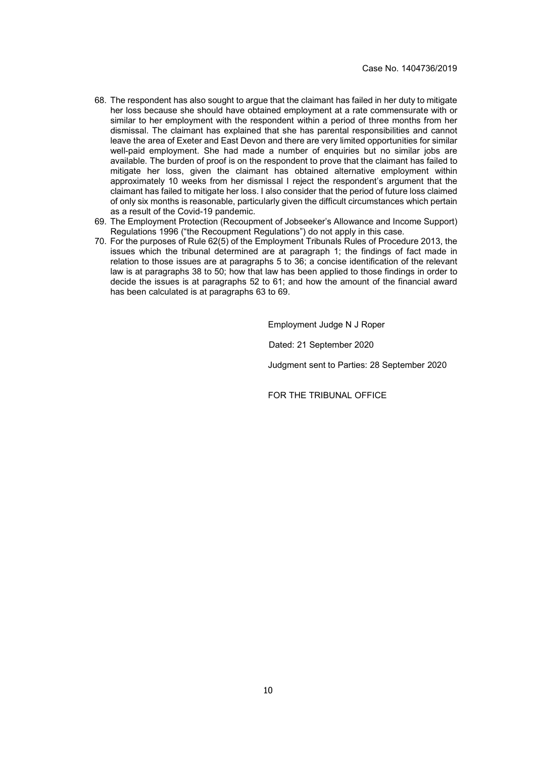68. The respondent has also sought to argue that the claimant has failed in her duty to mitigate her loss because she should have obtained employment at a rate commensurate with or similar to her employment with the respondent within a period of three months from her dismissal. The claimant has explained that she has parental responsibilities and cannot leave the area of Exeter and East Devon and there are very limited opportunities for similar well-paid employment. She had made a number of enquiries but no similar jobs are available. The burden of proof is on the respondent to prove that the claimant has failed to mitigate her loss, given the claimant has obtained alternative employment within approximately 10 weeks from her dismissal I reject the respondent's argument that the claimant has failed to mitigate her loss. I also consider that the period of future loss claimed of only six months is reasonable, particularly given the difficult circumstances which pertain as a result of the Covid-19 pandemic.
69. The Employment Protection (Recoupment of Jobseeker's Allowance and Income Support) Regulations 1996 ("the Recoupment Regulations") do not apply in this case.
70. For the purposes of Rule 62(5) of the Employment Tribunals Rules of Procedure 2013, the issues which the tribunal determined are at paragraph 1; the findings of fact made in relation to those issues are at paragraphs 5 to 36; a concise identification of the relevant law is at paragraphs 38 to 50; how that law has been applied to those findings in order to decide the issues is at paragraphs 52 to 61; and how the amount of the financial award has been calculated is at paragraphs 63 to 69.

Employment Judge N J Roper

Dated: 21 September 2020

Judgment sent to Parties: 28 September 2020

FOR THE TRIBUNAL OFFICE